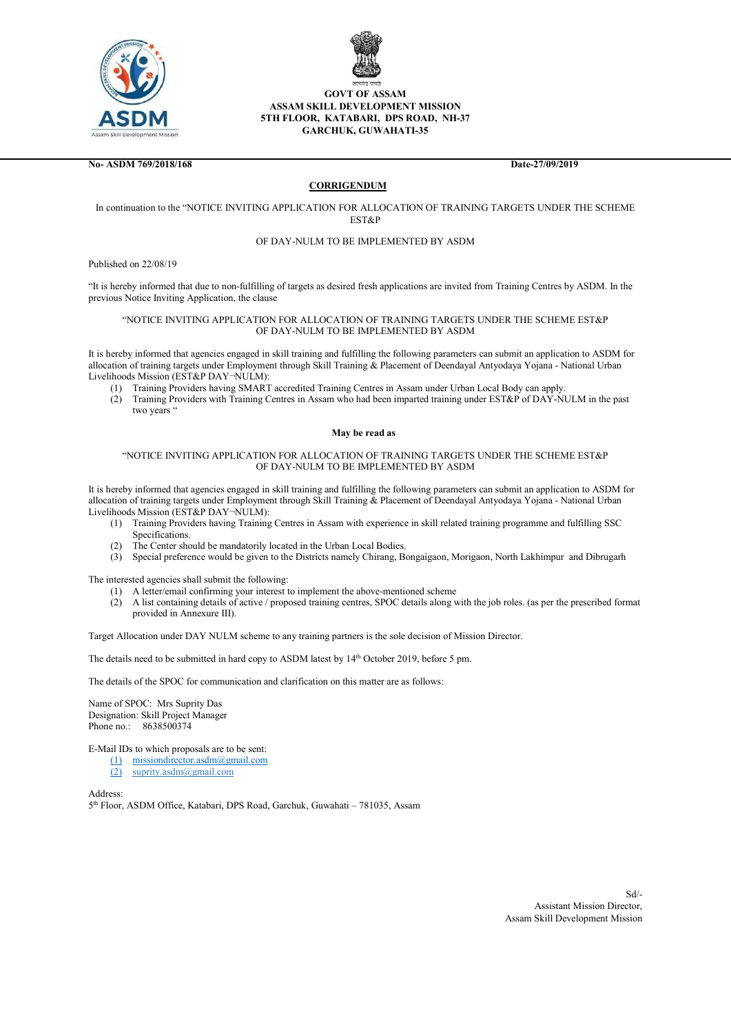**GOVT OF ASSAM**
**ASSAM SKILL DEVELOPMENT MISSION**
**5TH FLOOR, KATABARI, DPS ROAD, NH-37**
**GARCHUK, GUWAHATI-35**

**No- ASDM 769/2018/168** **Date-27/09/2019**

## CORRIGENDUM

In continuation to the "NOTICE INVITING APPLICATION FOR ALLOCATION OF TRAINING TARGETS UNDER THE SCHEME EST&P

OF DAY-NULM TO BE IMPLEMENTED BY ASDM

Published on 22/08/19

"It is hereby informed that due to non-fulfilling of targets as desired fresh applications are invited from Training Centres by ASDM. In the previous Notice Inviting Application, the clause

"NOTICE INVITING APPLICATION FOR ALLOCATION OF TRAINING TARGETS UNDER THE SCHEME EST&P OF DAY-NULM TO BE IMPLEMENTED BY ASDM

It is hereby informed that agencies engaged in skill training and fulfilling the following parameters can submit an application to ASDM for allocation of training targets under Employment through Skill Training & Placement of Deendayal Antyodaya Yojana - National Urban Livelihoods Mission (EST&P DAY¬NULM):

1. Training Providers having SMART accredited Training Centres in Assam under Urban Local Body can apply.
2. Training Providers with Training Centres in Assam who had been imparted training under EST&P of DAY-NULM in the past two years "

**May be read as**

"NOTICE INVITING APPLICATION FOR ALLOCATION OF TRAINING TARGETS UNDER THE SCHEME EST&P OF DAY-NULM TO BE IMPLEMENTED BY ASDM

It is hereby informed that agencies engaged in skill training and fulfilling the following parameters can submit an application to ASDM for allocation of training targets under Employment through Skill Training & Placement of Deendayal Antyodaya Yojana - National Urban Livelihoods Mission (EST&P DAY¬NULM):

1. Training Providers having Training Centres in Assam with experience in skill related training programme and fulfilling SSC Specifications.
2. The Center should be mandatorily located in the Urban Local Bodies.
3. Special preference would be given to the Districts namely Chirang, Bongaigaon, Morigaon, North Lakhimpur and Dibrugarh

The interested agencies shall submit the following:

1. A letter/email confirming your interest to implement the above-mentioned scheme
2. A list containing details of active / proposed training centres, SPOC details along with the job roles. (as per the prescribed format provided in Annexure III).

Target Allocation under DAY NULM scheme to any training partners is the sole decision of Mission Director.

The details need to be submitted in hard copy to ASDM latest by 14th October 2019, before 5 pm.

The details of the SPOC for communication and clarification on this matter are as follows:

Name of SPOC: Mrs Suprity Das
Designation: Skill Project Manager
Phone no.: 8638500374

E-Mail IDs to which proposals are to be sent:

1. missiondirector.asdm@gmail.com
2. suprity.asdm@gmail.com

Address:
5th Floor, ASDM Office, Katabari, DPS Road, Garchuk, Guwahati – 781035, Assam

Sd/-
Assistant Mission Director,
Assam Skill Development Mission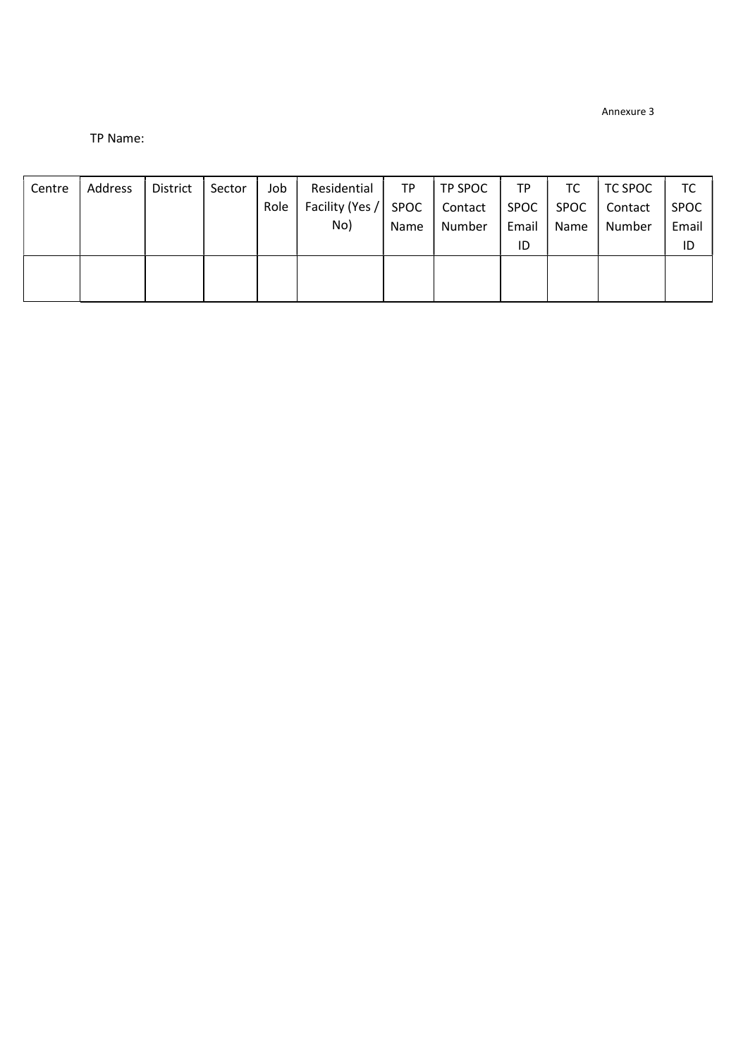Annexure 3

TP Name:

| Centre | Address | District | Sector | Job Role | Residential Facility (Yes / No) | TP SPOC Name | TP SPOC Contact Number | TP SPOC Email ID | TC SPOC Name | TC SPOC Contact Number | TC SPOC Email ID |
|---|---|---|---|---|---|---|---|---|---|---|---|
| | | | | | | | | | | | |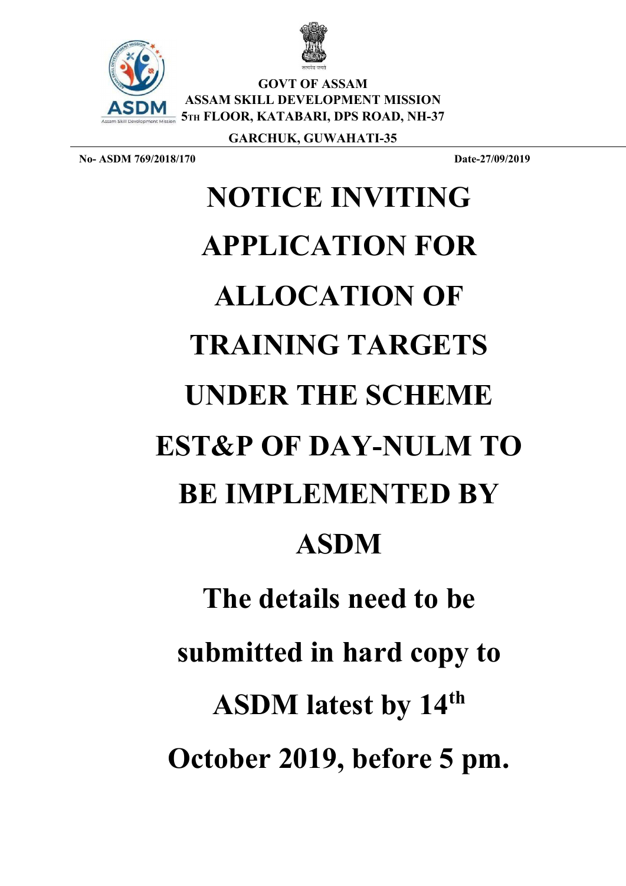**GOVT OF ASSAM**
**ASSAM SKILL DEVELOPMENT MISSION**
**5TH FLOOR, KATABARI, DPS ROAD, NH-37**
**GARCHUK, GUWAHATI-35**

**No- ASDM 769/2018/170** **Date-27/09/2019**

# NOTICE INVITING APPLICATION FOR ALLOCATION OF TRAINING TARGETS UNDER THE SCHEME EST&P OF DAY-NULM TO BE IMPLEMENTED BY ASDM

## The details need to be submitted in hard copy to ASDM latest by 14th October 2019, before 5 pm.